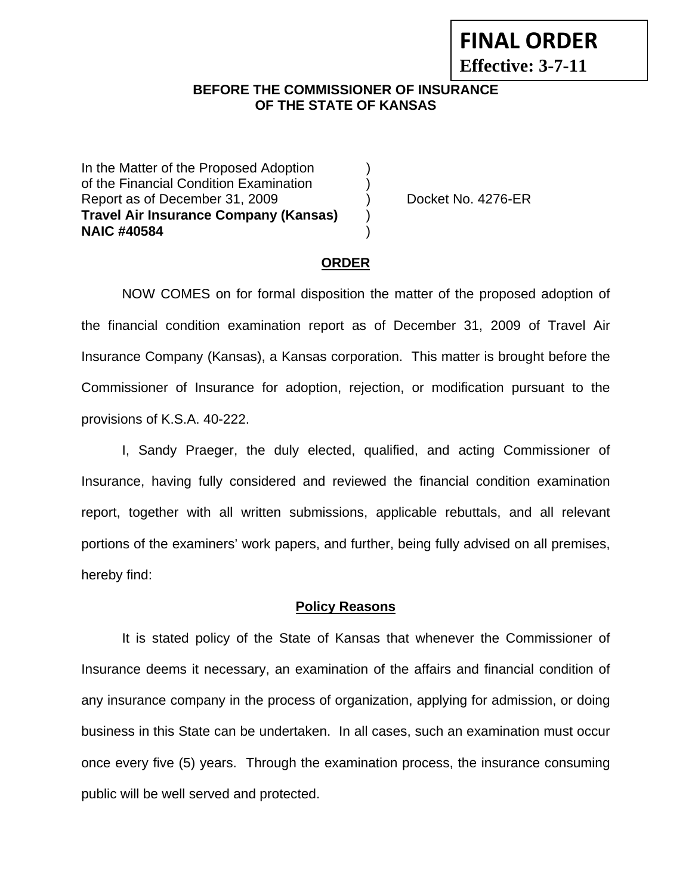**FINAL ORDER**
**Effective: 3-7-11**

**BEFORE THE COMMISSIONER OF INSURANCE**
**OF THE STATE OF KANSAS**

In the Matter of the Proposed Adoption )
of the Financial Condition Examination )
Report as of December 31, 2009 ) Docket No. 4276-ER
**Travel Air Insurance Company (Kansas)** )
**NAIC #40584** )

## ORDER

NOW COMES on for formal disposition the matter of the proposed adoption of the financial condition examination report as of December 31, 2009 of Travel Air Insurance Company (Kansas), a Kansas corporation. This matter is brought before the Commissioner of Insurance for adoption, rejection, or modification pursuant to the provisions of K.S.A. 40-222.

I, Sandy Praeger, the duly elected, qualified, and acting Commissioner of Insurance, having fully considered and reviewed the financial condition examination report, together with all written submissions, applicable rebuttals, and all relevant portions of the examiners' work papers, and further, being fully advised on all premises, hereby find:

## Policy Reasons

It is stated policy of the State of Kansas that whenever the Commissioner of Insurance deems it necessary, an examination of the affairs and financial condition of any insurance company in the process of organization, applying for admission, or doing business in this State can be undertaken. In all cases, such an examination must occur once every five (5) years. Through the examination process, the insurance consuming public will be well served and protected.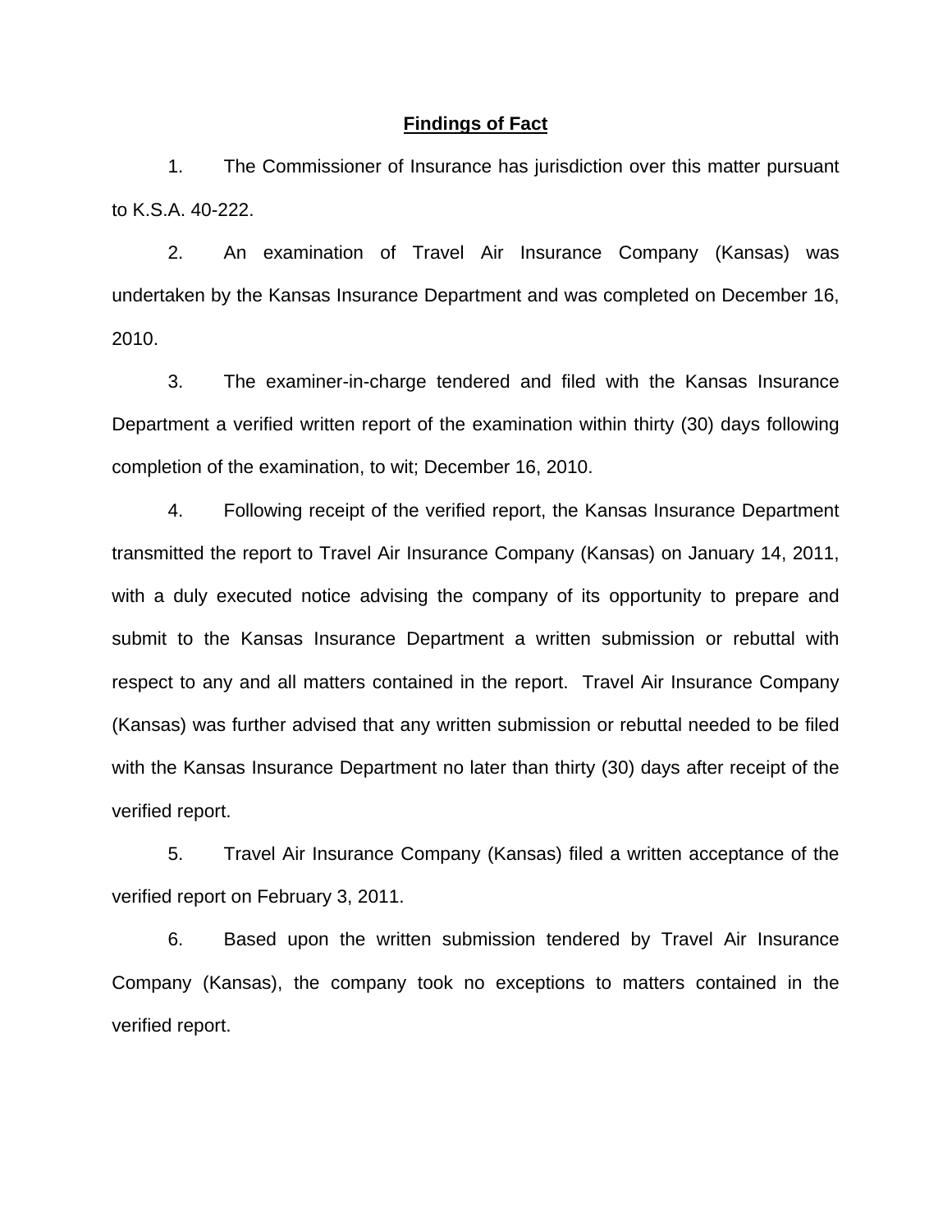## Findings of Fact

1. The Commissioner of Insurance has jurisdiction over this matter pursuant to K.S.A. 40-222.

2. An examination of Travel Air Insurance Company (Kansas) was undertaken by the Kansas Insurance Department and was completed on December 16, 2010.

3. The examiner-in-charge tendered and filed with the Kansas Insurance Department a verified written report of the examination within thirty (30) days following completion of the examination, to wit; December 16, 2010.

4. Following receipt of the verified report, the Kansas Insurance Department transmitted the report to Travel Air Insurance Company (Kansas) on January 14, 2011, with a duly executed notice advising the company of its opportunity to prepare and submit to the Kansas Insurance Department a written submission or rebuttal with respect to any and all matters contained in the report. Travel Air Insurance Company (Kansas) was further advised that any written submission or rebuttal needed to be filed with the Kansas Insurance Department no later than thirty (30) days after receipt of the verified report.

5. Travel Air Insurance Company (Kansas) filed a written acceptance of the verified report on February 3, 2011.

6. Based upon the written submission tendered by Travel Air Insurance Company (Kansas), the company took no exceptions to matters contained in the verified report.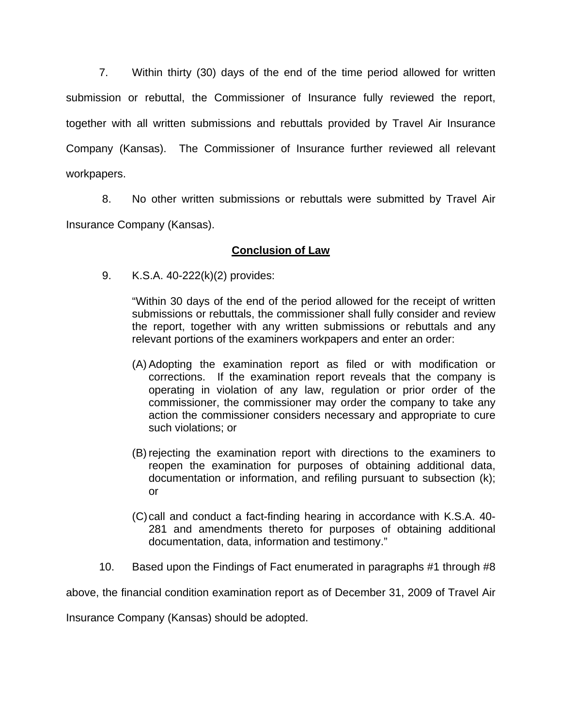7. Within thirty (30) days of the end of the time period allowed for written submission or rebuttal, the Commissioner of Insurance fully reviewed the report, together with all written submissions and rebuttals provided by Travel Air Insurance Company (Kansas). The Commissioner of Insurance further reviewed all relevant workpapers.

8. No other written submissions or rebuttals were submitted by Travel Air Insurance Company (Kansas).

## **Conclusion of Law**

9. K.S.A. 40-222(k)(2) provides:

> "Within 30 days of the end of the period allowed for the receipt of written submissions or rebuttals, the commissioner shall fully consider and review the report, together with any written submissions or rebuttals and any relevant portions of the examiners workpapers and enter an order:
>
> (A) Adopting the examination report as filed or with modification or corrections. If the examination report reveals that the company is operating in violation of any law, regulation or prior order of the commissioner, the commissioner may order the company to take any action the commissioner considers necessary and appropriate to cure such violations; or
>
> (B) rejecting the examination report with directions to the examiners to reopen the examination for purposes of obtaining additional data, documentation or information, and refiling pursuant to subsection (k); or
>
> (C) call and conduct a fact-finding hearing in accordance with K.S.A. 40-281 and amendments thereto for purposes of obtaining additional documentation, data, information and testimony."

10. Based upon the Findings of Fact enumerated in paragraphs #1 through #8 above, the financial condition examination report as of December 31, 2009 of Travel Air Insurance Company (Kansas) should be adopted.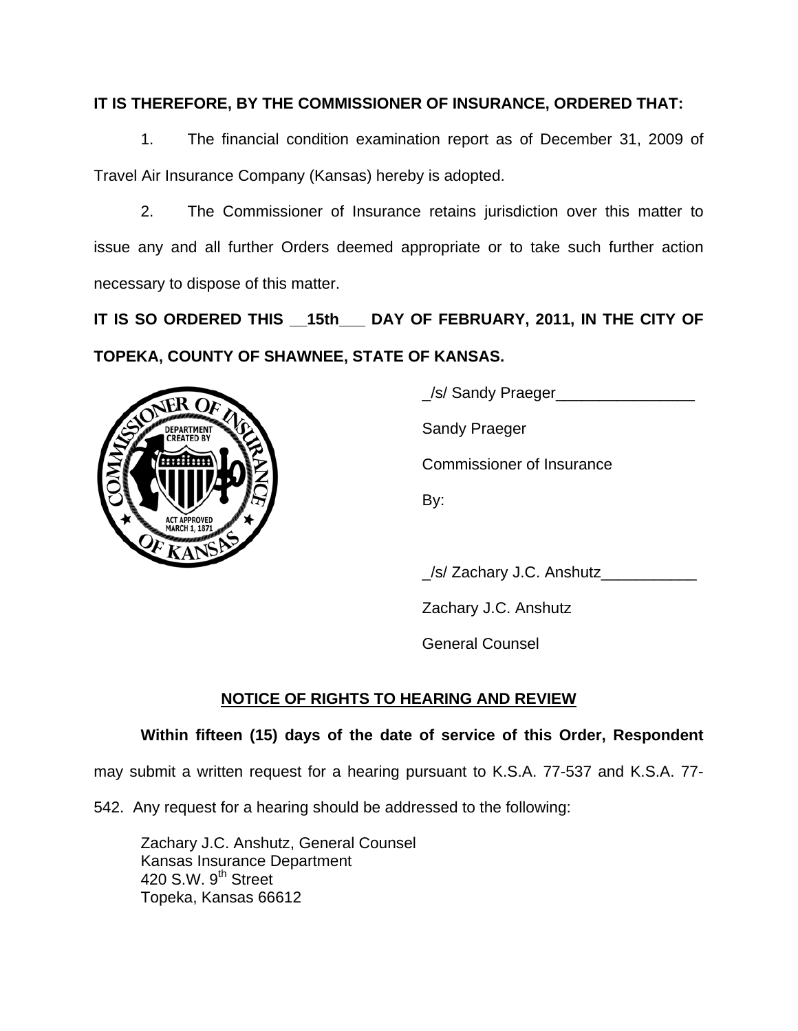**IT IS THEREFORE, BY THE COMMISSIONER OF INSURANCE, ORDERED THAT:**

1. The financial condition examination report as of December 31, 2009 of Travel Air Insurance Company (Kansas) hereby is adopted.

2. The Commissioner of Insurance retains jurisdiction over this matter to issue any and all further Orders deemed appropriate or to take such further action necessary to dispose of this matter.

**IT IS SO ORDERED THIS __15th___ DAY OF FEBRUARY, 2011, IN THE CITY OF TOPEKA, COUNTY OF SHAWNEE, STATE OF KANSAS.**

_/s/ Sandy Praeger________________

Sandy Praeger

Commissioner of Insurance

By:

_/s/ Zachary J.C. Anshutz___________

Zachary J.C. Anshutz

General Counsel

## NOTICE OF RIGHTS TO HEARING AND REVIEW

**Within fifteen (15) days of the date of service of this Order, Respondent** may submit a written request for a hearing pursuant to K.S.A. 77-537 and K.S.A. 77-542. Any request for a hearing should be addressed to the following:

Zachary J.C. Anshutz, General Counsel
Kansas Insurance Department
420 S.W. 9th Street
Topeka, Kansas 66612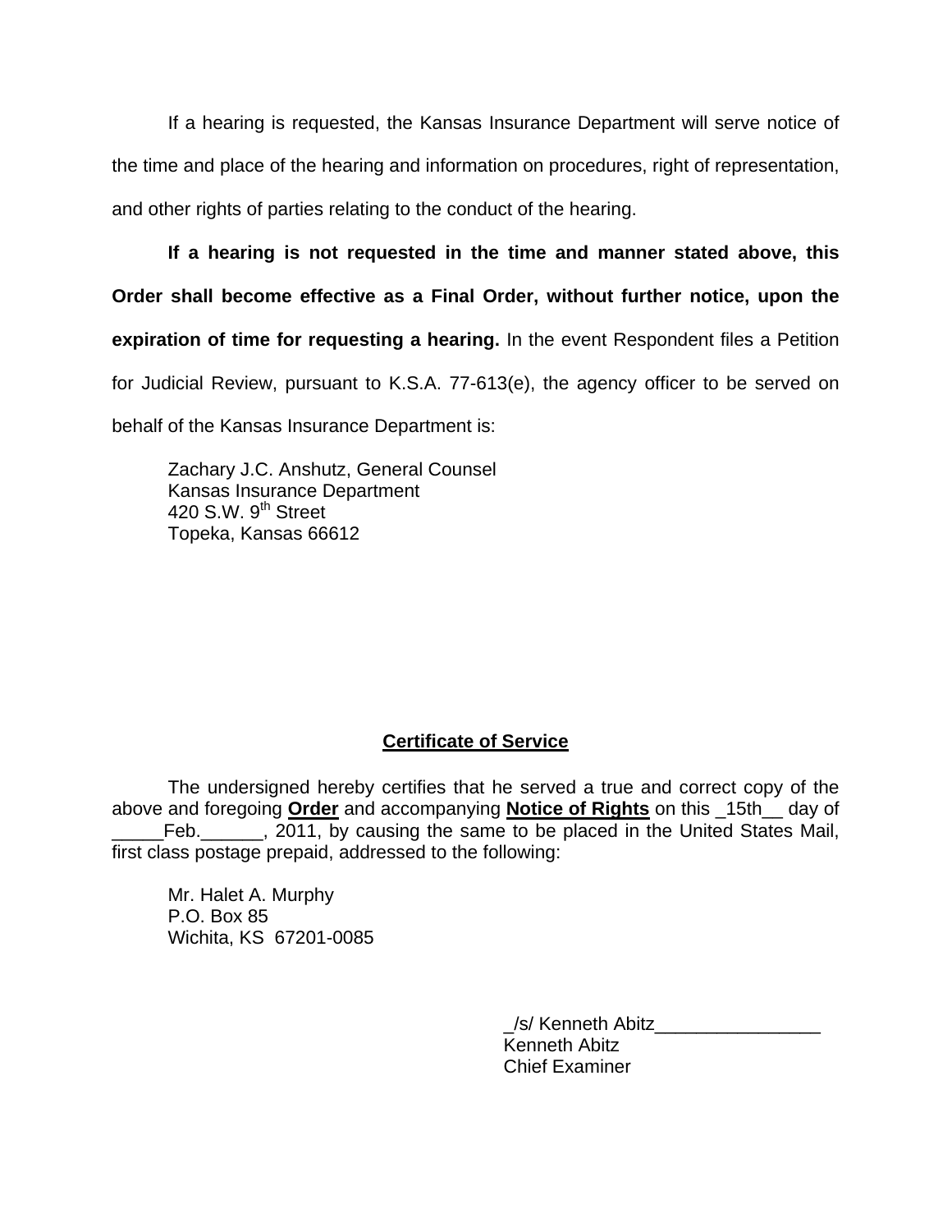If a hearing is requested, the Kansas Insurance Department will serve notice of the time and place of the hearing and information on procedures, right of representation, and other rights of parties relating to the conduct of the hearing.

**If a hearing is not requested in the time and manner stated above, this Order shall become effective as a Final Order, without further notice, upon the expiration of time for requesting a hearing.** In the event Respondent files a Petition for Judicial Review, pursuant to K.S.A. 77-613(e), the agency officer to be served on behalf of the Kansas Insurance Department is:

Zachary J.C. Anshutz, General Counsel
Kansas Insurance Department
420 S.W. 9th Street
Topeka, Kansas 66612

## Certificate of Service

The undersigned hereby certifies that he served a true and correct copy of the above and foregoing **Order** and accompanying **Notice of Rights** on this _15th__ day of _____Feb.______, 2011, by causing the same to be placed in the United States Mail, first class postage prepaid, addressed to the following:

Mr. Halet A. Murphy
P.O. Box 85
Wichita, KS 67201-0085

_/s/ Kenneth Abitz________________
Kenneth Abitz
Chief Examiner